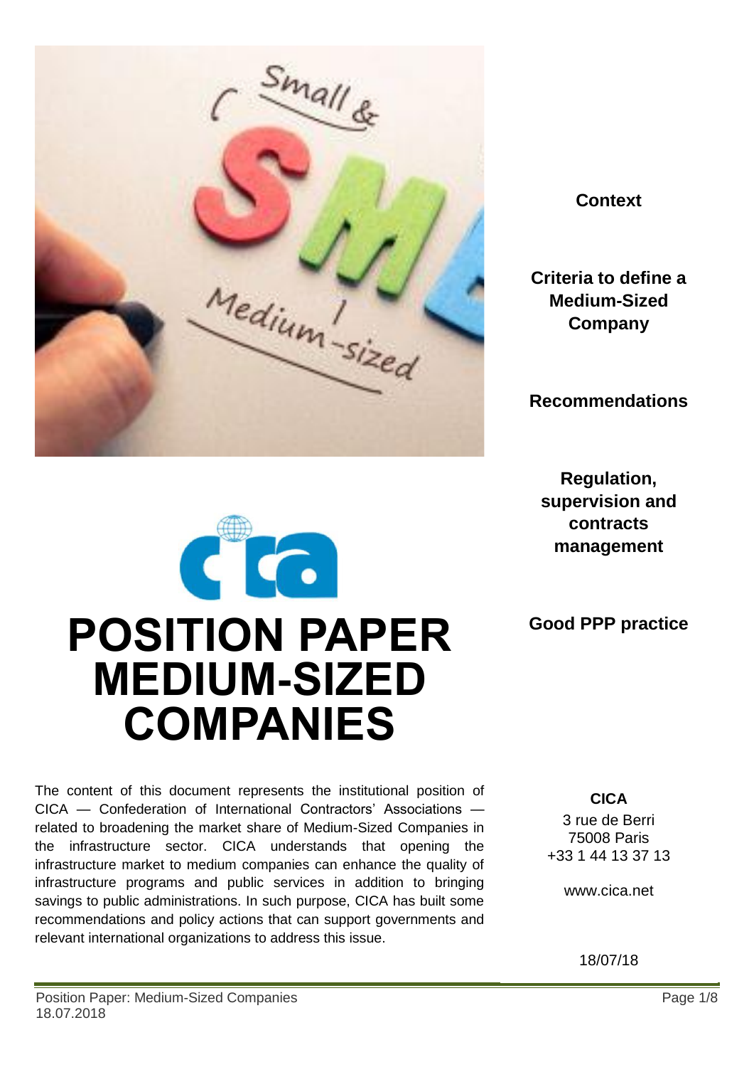# POSITION PAPER MEDIUM-SIZED COMPANIES

The content of this document represents the institutional position of CICA — Confederation of International Contractors' Associations — related to broadening the market share of Medium-Sized Companies in the infrastructure sector. CICA understands that opening the infrastructure market to medium companies can enhance the quality of infrastructure programs and public services in addition to bringing savings to public administrations. In such purpose, CICA has built some recommendations and policy actions that can support governments and relevant international organizations to address this issue.

**Context**

**Criteria to define a Medium-Sized Company**

**Recommendations**

**Regulation, supervision and contracts management**

**Good PPP practice**

**CICA**

3 rue de Berri
75008 Paris
+33 1 44 13 37 13

www.cica.net

18/07/18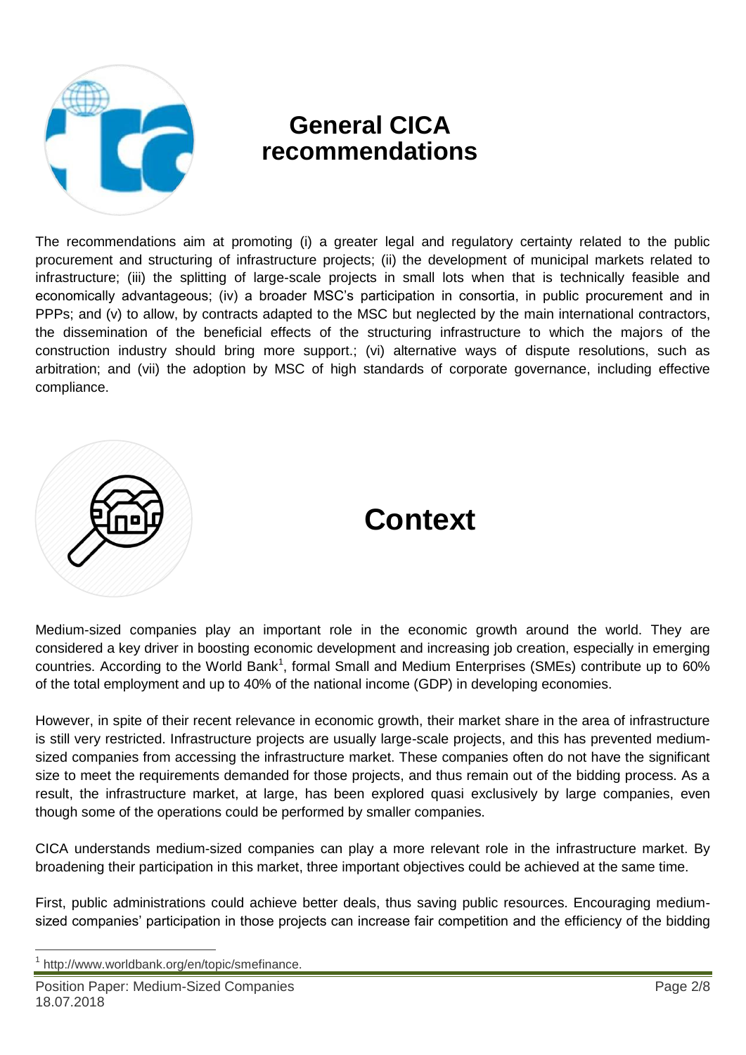# General CICA recommendations

The recommendations aim at promoting (i) a greater legal and regulatory certainty related to the public procurement and structuring of infrastructure projects; (ii) the development of municipal markets related to infrastructure; (iii) the splitting of large-scale projects in small lots when that is technically feasible and economically advantageous; (iv) a broader MSC's participation in consortia, in public procurement and in PPPs; and (v) to allow, by contracts adapted to the MSC but neglected by the main international contractors, the dissemination of the beneficial effects of the structuring infrastructure to which the majors of the construction industry should bring more support.; (vi) alternative ways of dispute resolutions, such as arbitration; and (vii) the adoption by MSC of high standards of corporate governance, including effective compliance.

# Context

Medium-sized companies play an important role in the economic growth around the world. They are considered a key driver in boosting economic development and increasing job creation, especially in emerging countries. According to the World Bank[1], formal Small and Medium Enterprises (SMEs) contribute up to 60% of the total employment and up to 40% of the national income (GDP) in developing economies.

However, in spite of their recent relevance in economic growth, their market share in the area of infrastructure is still very restricted. Infrastructure projects are usually large-scale projects, and this has prevented medium-sized companies from accessing the infrastructure market. These companies often do not have the significant size to meet the requirements demanded for those projects, and thus remain out of the bidding process. As a result, the infrastructure market, at large, has been explored quasi exclusively by large companies, even though some of the operations could be performed by smaller companies.

CICA understands medium-sized companies can play a more relevant role in the infrastructure market. By broadening their participation in this market, three important objectives could be achieved at the same time.

First, public administrations could achieve better deals, thus saving public resources. Encouraging medium-sized companies' participation in those projects can increase fair competition and the efficiency of the bidding

[1] http://www.worldbank.org/en/topic/smefinance.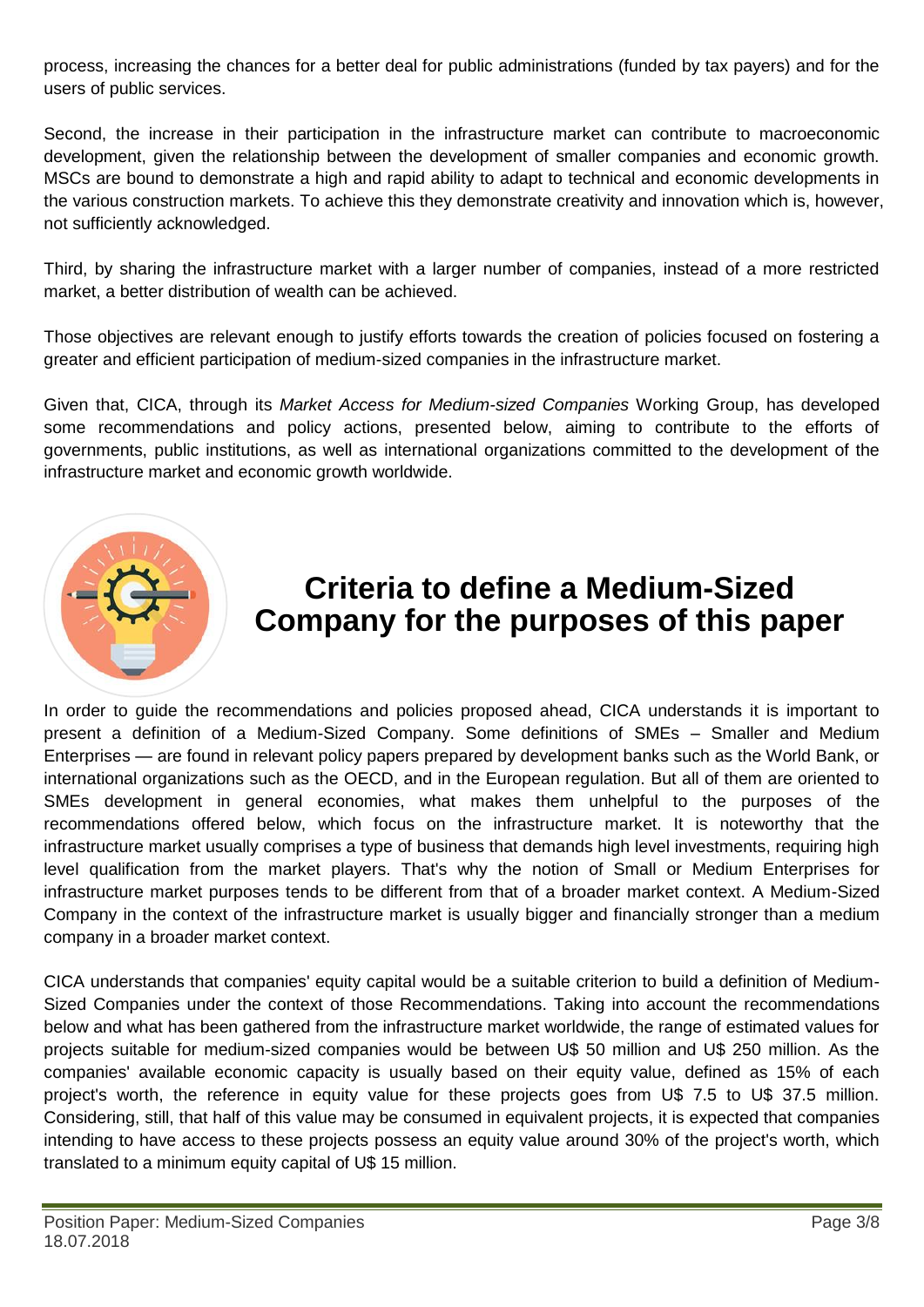process, increasing the chances for a better deal for public administrations (funded by tax payers) and for the users of public services.

Second, the increase in their participation in the infrastructure market can contribute to macroeconomic development, given the relationship between the development of smaller companies and economic growth. MSCs are bound to demonstrate a high and rapid ability to adapt to technical and economic developments in the various construction markets. To achieve this they demonstrate creativity and innovation which is, however, not sufficiently acknowledged.

Third, by sharing the infrastructure market with a larger number of companies, instead of a more restricted market, a better distribution of wealth can be achieved.

Those objectives are relevant enough to justify efforts towards the creation of policies focused on fostering a greater and efficient participation of medium-sized companies in the infrastructure market.

Given that, CICA, through its *Market Access for Medium-sized Companies* Working Group, has developed some recommendations and policy actions, presented below, aiming to contribute to the efforts of governments, public institutions, as well as international organizations committed to the development of the infrastructure market and economic growth worldwide.

## Criteria to define a Medium-Sized Company for the purposes of this paper

In order to guide the recommendations and policies proposed ahead, CICA understands it is important to present a definition of a Medium-Sized Company. Some definitions of SMEs – Smaller and Medium Enterprises — are found in relevant policy papers prepared by development banks such as the World Bank, or international organizations such as the OECD, and in the European regulation. But all of them are oriented to SMEs development in general economies, what makes them unhelpful to the purposes of the recommendations offered below, which focus on the infrastructure market. It is noteworthy that the infrastructure market usually comprises a type of business that demands high level investments, requiring high level qualification from the market players. That's why the notion of Small or Medium Enterprises for infrastructure market purposes tends to be different from that of a broader market context. A Medium-Sized Company in the context of the infrastructure market is usually bigger and financially stronger than a medium company in a broader market context.

CICA understands that companies' equity capital would be a suitable criterion to build a definition of Medium-Sized Companies under the context of those Recommendations. Taking into account the recommendations below and what has been gathered from the infrastructure market worldwide, the range of estimated values for projects suitable for medium-sized companies would be between U$ 50 million and U$ 250 million. As the companies' available economic capacity is usually based on their equity value, defined as 15% of each project's worth, the reference in equity value for these projects goes from U$ 7.5 to U$ 37.5 million. Considering, still, that half of this value may be consumed in equivalent projects, it is expected that companies intending to have access to these projects possess an equity value around 30% of the project's worth, which translated to a minimum equity capital of U$ 15 million.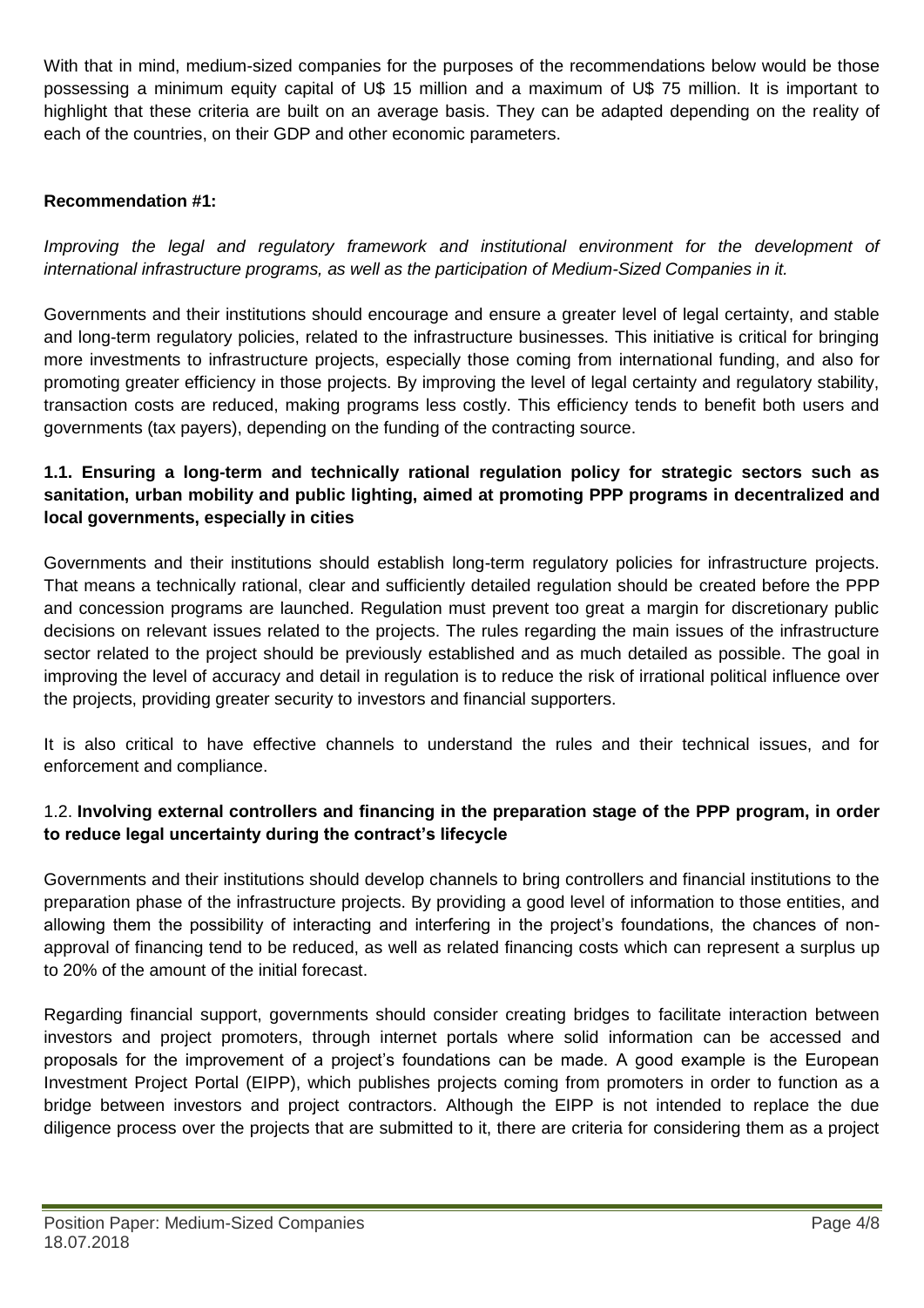With that in mind, medium-sized companies for the purposes of the recommendations below would be those possessing a minimum equity capital of U$ 15 million and a maximum of U$ 75 million. It is important to highlight that these criteria are built on an average basis. They can be adapted depending on the reality of each of the countries, on their GDP and other economic parameters.

**Recommendation #1:**

*Improving the legal and regulatory framework and institutional environment for the development of international infrastructure programs, as well as the participation of Medium-Sized Companies in it.*

Governments and their institutions should encourage and ensure a greater level of legal certainty, and stable and long-term regulatory policies, related to the infrastructure businesses. This initiative is critical for bringing more investments to infrastructure projects, especially those coming from international funding, and also for promoting greater efficiency in those projects. By improving the level of legal certainty and regulatory stability, transaction costs are reduced, making programs less costly. This efficiency tends to benefit both users and governments (tax payers), depending on the funding of the contracting source.

**1.1. Ensuring a long-term and technically rational regulation policy for strategic sectors such as sanitation, urban mobility and public lighting, aimed at promoting PPP programs in decentralized and local governments, especially in cities**

Governments and their institutions should establish long-term regulatory policies for infrastructure projects. That means a technically rational, clear and sufficiently detailed regulation should be created before the PPP and concession programs are launched. Regulation must prevent too great a margin for discretionary public decisions on relevant issues related to the projects. The rules regarding the main issues of the infrastructure sector related to the project should be previously established and as much detailed as possible. The goal in improving the level of accuracy and detail in regulation is to reduce the risk of irrational political influence over the projects, providing greater security to investors and financial supporters.

It is also critical to have effective channels to understand the rules and their technical issues, and for enforcement and compliance.

1.2. **Involving external controllers and financing in the preparation stage of the PPP program, in order to reduce legal uncertainty during the contract's lifecycle**

Governments and their institutions should develop channels to bring controllers and financial institutions to the preparation phase of the infrastructure projects. By providing a good level of information to those entities, and allowing them the possibility of interacting and interfering in the project's foundations, the chances of non-approval of financing tend to be reduced, as well as related financing costs which can represent a surplus up to 20% of the amount of the initial forecast.

Regarding financial support, governments should consider creating bridges to facilitate interaction between investors and project promoters, through internet portals where solid information can be accessed and proposals for the improvement of a project's foundations can be made. A good example is the European Investment Project Portal (EIPP), which publishes projects coming from promoters in order to function as a bridge between investors and project contractors. Although the EIPP is not intended to replace the due diligence process over the projects that are submitted to it, there are criteria for considering them as a project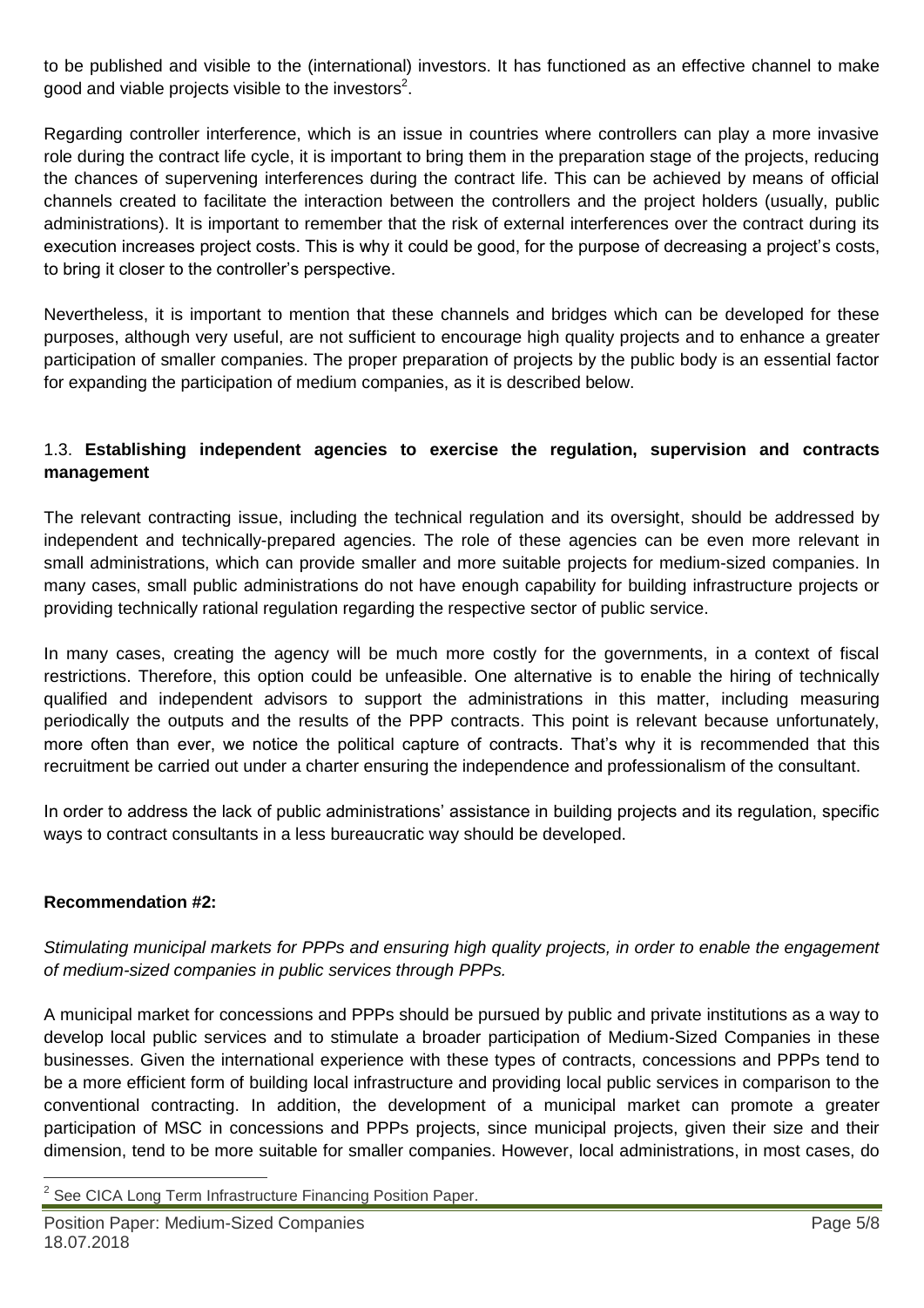to be published and visible to the (international) investors. It has functioned as an effective channel to make good and viable projects visible to the investors[2].

Regarding controller interference, which is an issue in countries where controllers can play a more invasive role during the contract life cycle, it is important to bring them in the preparation stage of the projects, reducing the chances of supervening interferences during the contract life. This can be achieved by means of official channels created to facilitate the interaction between the controllers and the project holders (usually, public administrations). It is important to remember that the risk of external interferences over the contract during its execution increases project costs. This is why it could be good, for the purpose of decreasing a project's costs, to bring it closer to the controller's perspective.

Nevertheless, it is important to mention that these channels and bridges which can be developed for these purposes, although very useful, are not sufficient to encourage high quality projects and to enhance a greater participation of smaller companies. The proper preparation of projects by the public body is an essential factor for expanding the participation of medium companies, as it is described below.

### 1.3. **Establishing independent agencies to exercise the regulation, supervision and contracts management**

The relevant contracting issue, including the technical regulation and its oversight, should be addressed by independent and technically-prepared agencies. The role of these agencies can be even more relevant in small administrations, which can provide smaller and more suitable projects for medium-sized companies. In many cases, small public administrations do not have enough capability for building infrastructure projects or providing technically rational regulation regarding the respective sector of public service.

In many cases, creating the agency will be much more costly for the governments, in a context of fiscal restrictions. Therefore, this option could be unfeasible. One alternative is to enable the hiring of technically qualified and independent advisors to support the administrations in this matter, including measuring periodically the outputs and the results of the PPP contracts. This point is relevant because unfortunately, more often than ever, we notice the political capture of contracts. That's why it is recommended that this recruitment be carried out under a charter ensuring the independence and professionalism of the consultant.

In order to address the lack of public administrations' assistance in building projects and its regulation, specific ways to contract consultants in a less bureaucratic way should be developed.

**Recommendation #2:**

*Stimulating municipal markets for PPPs and ensuring high quality projects, in order to enable the engagement of medium-sized companies in public services through PPPs.*

A municipal market for concessions and PPPs should be pursued by public and private institutions as a way to develop local public services and to stimulate a broader participation of Medium-Sized Companies in these businesses. Given the international experience with these types of contracts, concessions and PPPs tend to be a more efficient form of building local infrastructure and providing local public services in comparison to the conventional contracting. In addition, the development of a municipal market can promote a greater participation of MSC in concessions and PPPs projects, since municipal projects, given their size and their dimension, tend to be more suitable for smaller companies. However, local administrations, in most cases, do

[2] See CICA Long Term Infrastructure Financing Position Paper.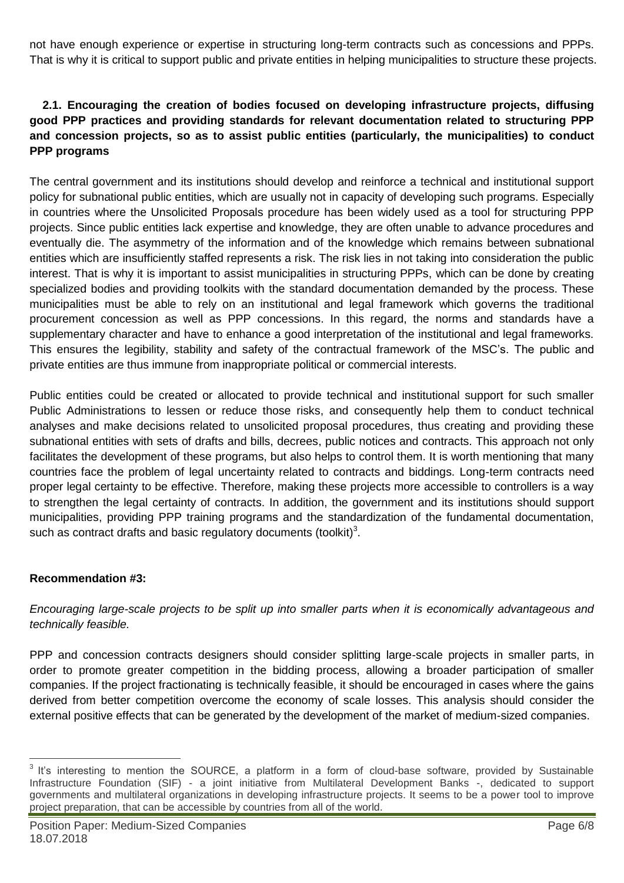not have enough experience or expertise in structuring long-term contracts such as concessions and PPPs. That is why it is critical to support public and private entities in helping municipalities to structure these projects.

### 2.1. Encouraging the creation of bodies focused on developing infrastructure projects, diffusing good PPP practices and providing standards for relevant documentation related to structuring PPP and concession projects, so as to assist public entities (particularly, the municipalities) to conduct PPP programs

The central government and its institutions should develop and reinforce a technical and institutional support policy for subnational public entities, which are usually not in capacity of developing such programs. Especially in countries where the Unsolicited Proposals procedure has been widely used as a tool for structuring PPP projects. Since public entities lack expertise and knowledge, they are often unable to advance procedures and eventually die. The asymmetry of the information and of the knowledge which remains between subnational entities which are insufficiently staffed represents a risk. The risk lies in not taking into consideration the public interest. That is why it is important to assist municipalities in structuring PPPs, which can be done by creating specialized bodies and providing toolkits with the standard documentation demanded by the process. These municipalities must be able to rely on an institutional and legal framework which governs the traditional procurement concession as well as PPP concessions. In this regard, the norms and standards have a supplementary character and have to enhance a good interpretation of the institutional and legal frameworks. This ensures the legibility, stability and safety of the contractual framework of the MSC's. The public and private entities are thus immune from inappropriate political or commercial interests.

Public entities could be created or allocated to provide technical and institutional support for such smaller Public Administrations to lessen or reduce those risks, and consequently help them to conduct technical analyses and make decisions related to unsolicited proposal procedures, thus creating and providing these subnational entities with sets of drafts and bills, decrees, public notices and contracts. This approach not only facilitates the development of these programs, but also helps to control them. It is worth mentioning that many countries face the problem of legal uncertainty related to contracts and biddings. Long-term contracts need proper legal certainty to be effective. Therefore, making these projects more accessible to controllers is a way to strengthen the legal certainty of contracts. In addition, the government and its institutions should support municipalities, providing PPP training programs and the standardization of the fundamental documentation, such as contract drafts and basic regulatory documents (toolkit)[3].

**Recommendation #3:**

*Encouraging large-scale projects to be split up into smaller parts when it is economically advantageous and technically feasible.*

PPP and concession contracts designers should consider splitting large-scale projects in smaller parts, in order to promote greater competition in the bidding process, allowing a broader participation of smaller companies. If the project fractionating is technically feasible, it should be encouraged in cases where the gains derived from better competition overcome the economy of scale losses. This analysis should consider the external positive effects that can be generated by the development of the market of medium-sized companies.

[3] It's interesting to mention the SOURCE, a platform in a form of cloud-base software, provided by Sustainable Infrastructure Foundation (SIF) - a joint initiative from Multilateral Development Banks -, dedicated to support governments and multilateral organizations in developing infrastructure projects. It seems to be a power tool to improve project preparation, that can be accessible by countries from all of the world.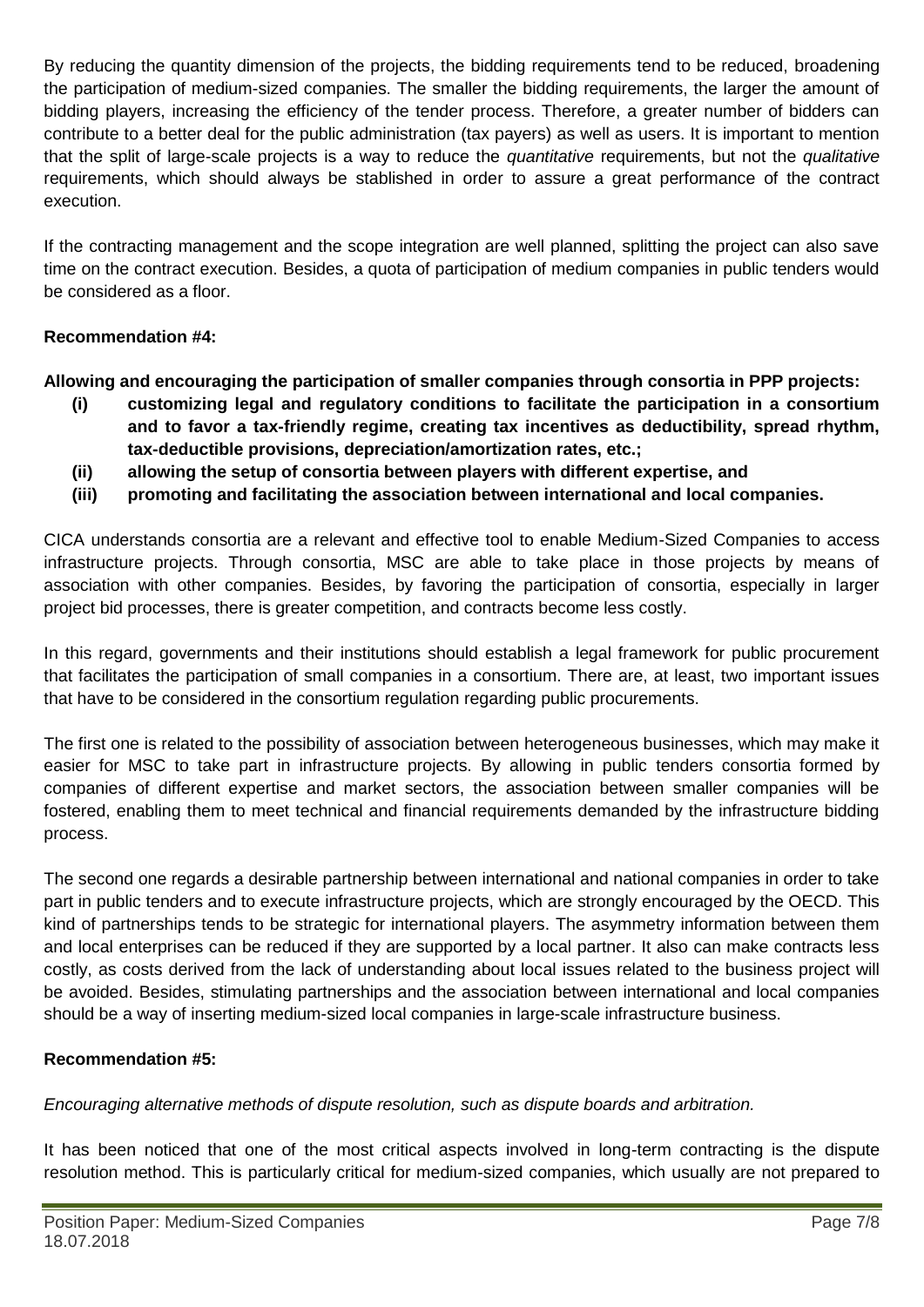By reducing the quantity dimension of the projects, the bidding requirements tend to be reduced, broadening the participation of medium-sized companies. The smaller the bidding requirements, the larger the amount of bidding players, increasing the efficiency of the tender process. Therefore, a greater number of bidders can contribute to a better deal for the public administration (tax payers) as well as users. It is important to mention that the split of large-scale projects is a way to reduce the *quantitative* requirements, but not the *qualitative* requirements, which should always be stablished in order to assure a great performance of the contract execution.

If the contracting management and the scope integration are well planned, splitting the project can also save time on the contract execution. Besides, a quota of participation of medium companies in public tenders would be considered as a floor.

**Recommendation #4:**

**Allowing and encouraging the participation of smaller companies through consortia in PPP projects:**

- **(i) customizing legal and regulatory conditions to facilitate the participation in a consortium and to favor a tax-friendly regime, creating tax incentives as deductibility, spread rhythm, tax-deductible provisions, depreciation/amortization rates, etc.;**
- **(ii) allowing the setup of consortia between players with different expertise, and**
- **(iii) promoting and facilitating the association between international and local companies.**

CICA understands consortia are a relevant and effective tool to enable Medium-Sized Companies to access infrastructure projects. Through consortia, MSC are able to take place in those projects by means of association with other companies. Besides, by favoring the participation of consortia, especially in larger project bid processes, there is greater competition, and contracts become less costly.

In this regard, governments and their institutions should establish a legal framework for public procurement that facilitates the participation of small companies in a consortium. There are, at least, two important issues that have to be considered in the consortium regulation regarding public procurements.

The first one is related to the possibility of association between heterogeneous businesses, which may make it easier for MSC to take part in infrastructure projects. By allowing in public tenders consortia formed by companies of different expertise and market sectors, the association between smaller companies will be fostered, enabling them to meet technical and financial requirements demanded by the infrastructure bidding process.

The second one regards a desirable partnership between international and national companies in order to take part in public tenders and to execute infrastructure projects, which are strongly encouraged by the OECD. This kind of partnerships tends to be strategic for international players. The asymmetry information between them and local enterprises can be reduced if they are supported by a local partner. It also can make contracts less costly, as costs derived from the lack of understanding about local issues related to the business project will be avoided. Besides, stimulating partnerships and the association between international and local companies should be a way of inserting medium-sized local companies in large-scale infrastructure business.

**Recommendation #5:**

*Encouraging alternative methods of dispute resolution, such as dispute boards and arbitration.*

It has been noticed that one of the most critical aspects involved in long-term contracting is the dispute resolution method. This is particularly critical for medium-sized companies, which usually are not prepared to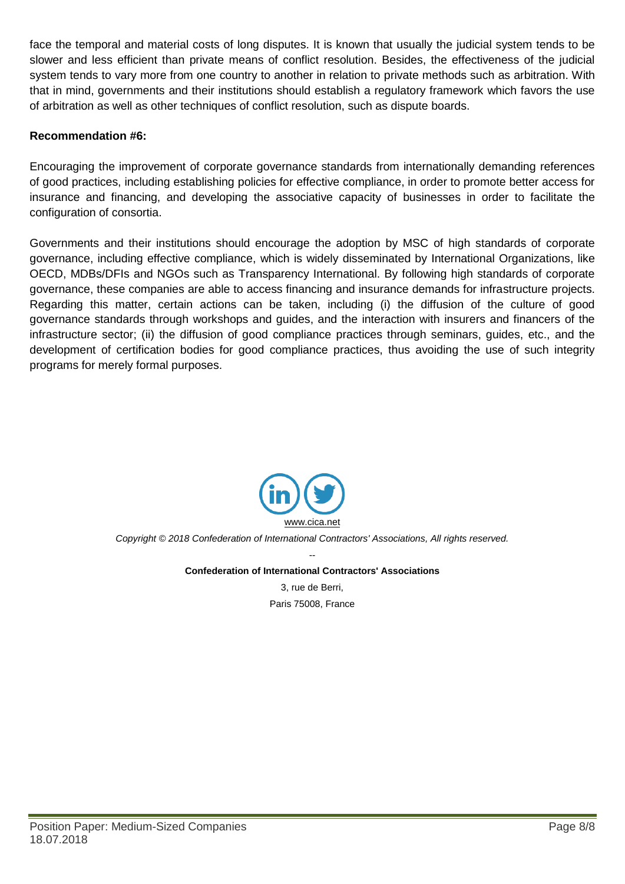face the temporal and material costs of long disputes. It is known that usually the judicial system tends to be slower and less efficient than private means of conflict resolution. Besides, the effectiveness of the judicial system tends to vary more from one country to another in relation to private methods such as arbitration. With that in mind, governments and their institutions should establish a regulatory framework which favors the use of arbitration as well as other techniques of conflict resolution, such as dispute boards.

**Recommendation #6:**

Encouraging the improvement of corporate governance standards from internationally demanding references of good practices, including establishing policies for effective compliance, in order to promote better access for insurance and financing, and developing the associative capacity of businesses in order to facilitate the configuration of consortia.

Governments and their institutions should encourage the adoption by MSC of high standards of corporate governance, including effective compliance, which is widely disseminated by International Organizations, like OECD, MDBs/DFIs and NGOs such as Transparency International. By following high standards of corporate governance, these companies are able to access financing and insurance demands for infrastructure projects. Regarding this matter, certain actions can be taken, including (i) the diffusion of the culture of good governance standards through workshops and guides, and the interaction with insurers and financers of the infrastructure sector; (ii) the diffusion of good compliance practices through seminars, guides, etc., and the development of certification bodies for good compliance practices, thus avoiding the use of such integrity programs for merely formal purposes.

www.cica.net

*Copyright © 2018 Confederation of International Contractors' Associations, All rights reserved.*

--

**Confederation of International Contractors' Associations**

3, rue de Berri,

Paris 75008, France